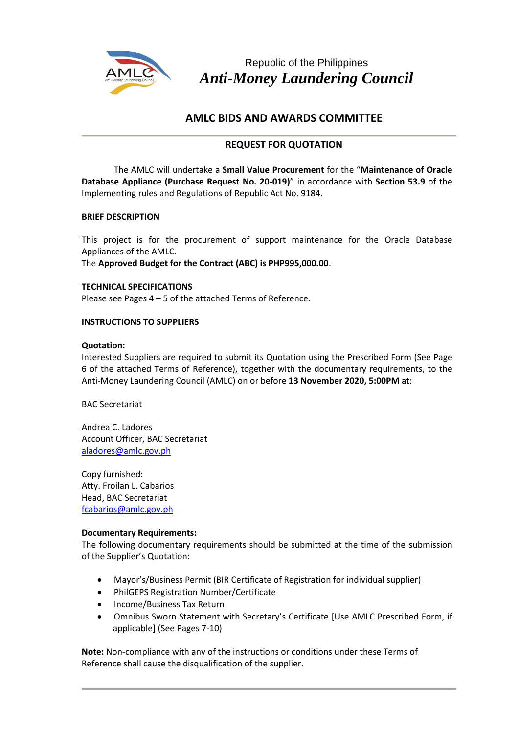Republic of the Philippines

*Anti-Money Laundering Council*

## AMLC BIDS AND AWARDS COMMITTEE

### REQUEST FOR QUOTATION

The AMLC will undertake a **Small Value Procurement** for the "**Maintenance of Oracle Database Appliance (Purchase Request No. 20-019)**" in accordance with **Section 53.9** of the Implementing rules and Regulations of Republic Act No. 9184.

**BRIEF DESCRIPTION**

This project is for the procurement of support maintenance for the Oracle Database Appliances of the AMLC.
The **Approved Budget for the Contract (ABC) is PHP995,000.00**.

**TECHNICAL SPECIFICATIONS**
Please see Pages 4 – 5 of the attached Terms of Reference.

**INSTRUCTIONS TO SUPPLIERS**

**Quotation:**
Interested Suppliers are required to submit its Quotation using the Prescribed Form (See Page 6 of the attached Terms of Reference), together with the documentary requirements, to the Anti-Money Laundering Council (AMLC) on or before **13 November 2020, 5:00PM** at:

BAC Secretariat

Andrea C. Ladores
Account Officer, BAC Secretariat
aladores@amlc.gov.ph

Copy furnished:
Atty. Froilan L. Cabarios
Head, BAC Secretariat
fcabarios@amlc.gov.ph

**Documentary Requirements:**
The following documentary requirements should be submitted at the time of the submission of the Supplier's Quotation:

- Mayor's/Business Permit (BIR Certificate of Registration for individual supplier)
- PhilGEPS Registration Number/Certificate
- Income/Business Tax Return
- Omnibus Sworn Statement with Secretary's Certificate [Use AMLC Prescribed Form, if applicable] (See Pages 7-10)

**Note:** Non-compliance with any of the instructions or conditions under these Terms of Reference shall cause the disqualification of the supplier.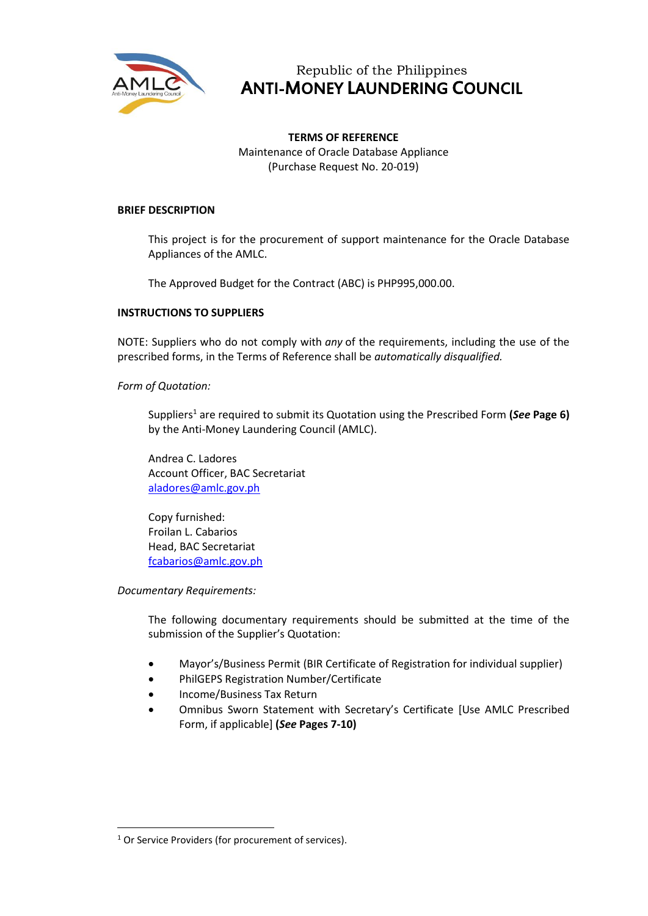Republic of the Philippines
**ANTI-MONEY LAUNDERING COUNCIL**

**TERMS OF REFERENCE**
Maintenance of Oracle Database Appliance
(Purchase Request No. 20-019)

**BRIEF DESCRIPTION**

This project is for the procurement of support maintenance for the Oracle Database Appliances of the AMLC.

The Approved Budget for the Contract (ABC) is PHP995,000.00.

**INSTRUCTIONS TO SUPPLIERS**

NOTE: Suppliers who do not comply with *any* of the requirements, including the use of the prescribed forms, in the Terms of Reference shall be *automatically disqualified.*

*Form of Quotation:*

Suppliers[1] are required to submit its Quotation using the Prescribed Form **(*See* Page 6)** by the Anti-Money Laundering Council (AMLC).

Andrea C. Ladores
Account Officer, BAC Secretariat
aladores@amlc.gov.ph

Copy furnished:
Froilan L. Cabarios
Head, BAC Secretariat
fcabarios@amlc.gov.ph

*Documentary Requirements:*

The following documentary requirements should be submitted at the time of the submission of the Supplier's Quotation:

- Mayor's/Business Permit (BIR Certificate of Registration for individual supplier)
- PhilGEPS Registration Number/Certificate
- Income/Business Tax Return
- Omnibus Sworn Statement with Secretary's Certificate [Use AMLC Prescribed Form, if applicable] **(*See* Pages 7-10)**

[1] Or Service Providers (for procurement of services).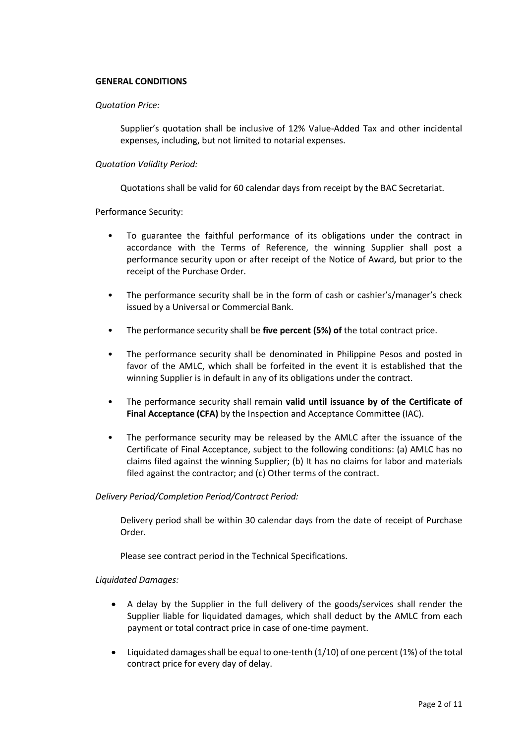**GENERAL CONDITIONS**

*Quotation Price:*

Supplier's quotation shall be inclusive of 12% Value-Added Tax and other incidental expenses, including, but not limited to notarial expenses.

*Quotation Validity Period:*

Quotations shall be valid for 60 calendar days from receipt by the BAC Secretariat.

Performance Security:

- To guarantee the faithful performance of its obligations under the contract in accordance with the Terms of Reference, the winning Supplier shall post a performance security upon or after receipt of the Notice of Award, but prior to the receipt of the Purchase Order.
- The performance security shall be in the form of cash or cashier's/manager's check issued by a Universal or Commercial Bank.
- The performance security shall be **five percent (5%) of** the total contract price.
- The performance security shall be denominated in Philippine Pesos and posted in favor of the AMLC, which shall be forfeited in the event it is established that the winning Supplier is in default in any of its obligations under the contract.
- The performance security shall remain **valid until issuance by of the Certificate of Final Acceptance (CFA)** by the Inspection and Acceptance Committee (IAC).
- The performance security may be released by the AMLC after the issuance of the Certificate of Final Acceptance, subject to the following conditions: (a) AMLC has no claims filed against the winning Supplier; (b) It has no claims for labor and materials filed against the contractor; and (c) Other terms of the contract.

*Delivery Period/Completion Period/Contract Period:*

Delivery period shall be within 30 calendar days from the date of receipt of Purchase Order.

Please see contract period in the Technical Specifications.

*Liquidated Damages:*

- A delay by the Supplier in the full delivery of the goods/services shall render the Supplier liable for liquidated damages, which shall deduct by the AMLC from each payment or total contract price in case of one-time payment.
- Liquidated damages shall be equal to one-tenth (1/10) of one percent (1%) of the total contract price for every day of delay.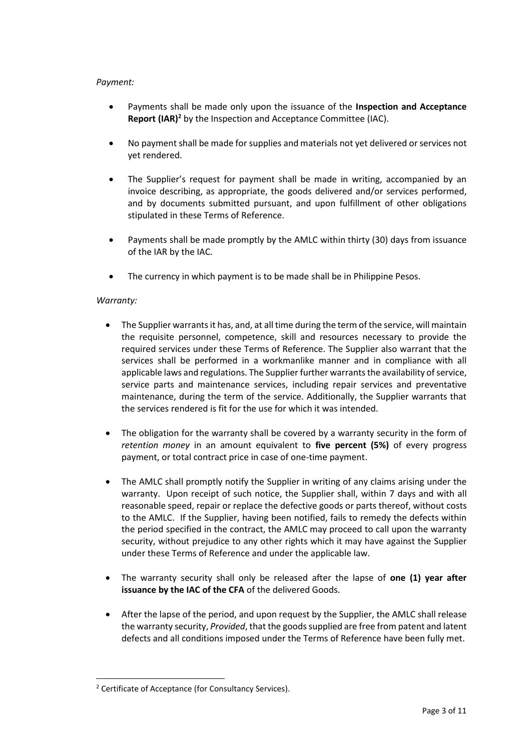*Payment:*

- Payments shall be made only upon the issuance of the **Inspection and Acceptance Report (IAR)**[2] by the Inspection and Acceptance Committee (IAC).

- No payment shall be made for supplies and materials not yet delivered or services not yet rendered.

- The Supplier's request for payment shall be made in writing, accompanied by an invoice describing, as appropriate, the goods delivered and/or services performed, and by documents submitted pursuant, and upon fulfillment of other obligations stipulated in these Terms of Reference.

- Payments shall be made promptly by the AMLC within thirty (30) days from issuance of the IAR by the IAC.

- The currency in which payment is to be made shall be in Philippine Pesos.

*Warranty:*

- The Supplier warrants it has, and, at all time during the term of the service, will maintain the requisite personnel, competence, skill and resources necessary to provide the required services under these Terms of Reference. The Supplier also warrant that the services shall be performed in a workmanlike manner and in compliance with all applicable laws and regulations. The Supplier further warrants the availability of service, service parts and maintenance services, including repair services and preventative maintenance, during the term of the service. Additionally, the Supplier warrants that the services rendered is fit for the use for which it was intended.

- The obligation for the warranty shall be covered by a warranty security in the form of *retention money* in an amount equivalent to **five percent (5%)** of every progress payment, or total contract price in case of one-time payment.

- The AMLC shall promptly notify the Supplier in writing of any claims arising under the warranty. Upon receipt of such notice, the Supplier shall, within 7 days and with all reasonable speed, repair or replace the defective goods or parts thereof, without costs to the AMLC. If the Supplier, having been notified, fails to remedy the defects within the period specified in the contract, the AMLC may proceed to call upon the warranty security, without prejudice to any other rights which it may have against the Supplier under these Terms of Reference and under the applicable law.

- The warranty security shall only be released after the lapse of **one (1) year after issuance by the IAC of the CFA** of the delivered Goods.

- After the lapse of the period, and upon request by the Supplier, the AMLC shall release the warranty security, *Provided*, that the goods supplied are free from patent and latent defects and all conditions imposed under the Terms of Reference have been fully met.

---

[2] Certificate of Acceptance (for Consultancy Services).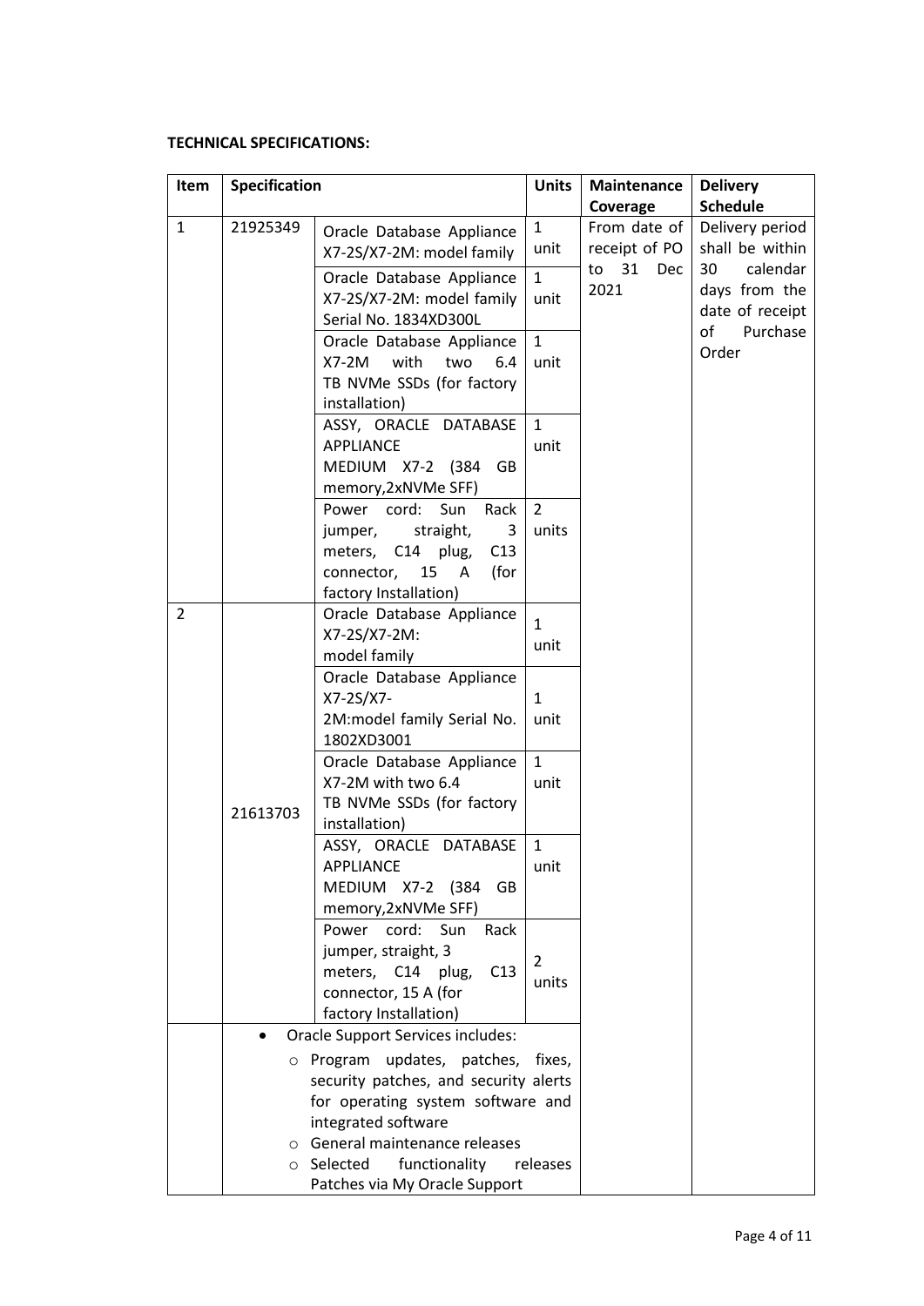**TECHNICAL SPECIFICATIONS:**

| Item | Specification | | Units | Maintenance Coverage | Delivery Schedule |
|---|---|---|---|---|---|
| 1 | 21925349 | Oracle Database Appliance X7-2S/X7-2M: model family | 1 unit | From date of receipt of PO to 31 Dec 2021 | Delivery period shall be within 30 calendar days from the date of receipt of Purchase Order |
| | | Oracle Database Appliance X7-2S/X7-2M: model family Serial No. 1834XD300L | 1 unit | | |
| | | Oracle Database Appliance X7-2M with two 6.4 TB NVMe SSDs (for factory installation) | 1 unit | | |
| | | ASSY, ORACLE DATABASE APPLIANCE MEDIUM X7-2 (384 GB memory,2xNVMe SFF) | 1 unit | | |
| | | Power cord: Sun Rack jumper, straight, 3 meters, C14 plug, C13 connector, 15 A (for factory Installation) | 2 units | | |
| 2 | 21613703 | Oracle Database Appliance X7-2S/X7-2M: model family | 1 unit | | |
| | | Oracle Database Appliance X7-2S/X7-2M:model family Serial No. 1802XD3001 | 1 unit | | |
| | | Oracle Database Appliance X7-2M with two 6.4 TB NVMe SSDs (for factory installation) | 1 unit | | |
| | | ASSY, ORACLE DATABASE APPLIANCE MEDIUM X7-2 (384 GB memory,2xNVMe SFF) | 1 unit | | |
| | | Power cord: Sun Rack jumper, straight, 3 meters, C14 plug, C13 connector, 15 A (for factory Installation) | 2 units | | |
| | • Oracle Support Services includes:<br>○ Program updates, patches, fixes, security patches, and security alerts for operating system software and integrated software<br>○ General maintenance releases<br>○ Selected functionality releases Patches via My Oracle Support | | | | |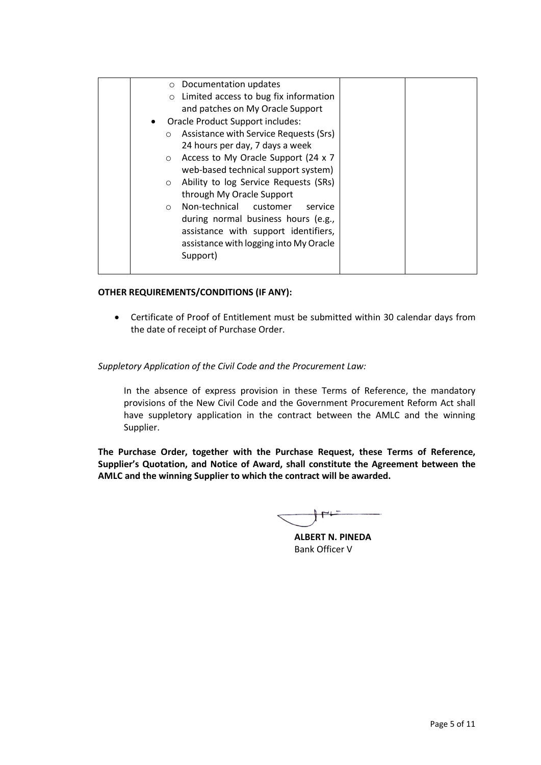| | | | |
|---|---|---|---|
| | ○ Documentation updates<br>○ Limited access to bug fix information and patches on My Oracle Support<br>• Oracle Product Support includes:<br>○ Assistance with Service Requests (Srs) 24 hours per day, 7 days a week<br>○ Access to My Oracle Support (24 x 7 web-based technical support system)<br>○ Ability to log Service Requests (SRs) through My Oracle Support<br>○ Non-technical customer service during normal business hours (e.g., assistance with support identifiers, assistance with logging into My Oracle Support) | | |

**OTHER REQUIREMENTS/CONDITIONS (IF ANY):**

- Certificate of Proof of Entitlement must be submitted within 30 calendar days from the date of receipt of Purchase Order.

*Suppletory Application of the Civil Code and the Procurement Law:*

In the absence of express provision in these Terms of Reference, the mandatory provisions of the New Civil Code and the Government Procurement Reform Act shall have suppletory application in the contract between the AMLC and the winning Supplier.

**The Purchase Order, together with the Purchase Request, these Terms of Reference, Supplier's Quotation, and Notice of Award, shall constitute the Agreement between the AMLC and the winning Supplier to which the contract will be awarded.**

**ALBERT N. PINEDA**
Bank Officer V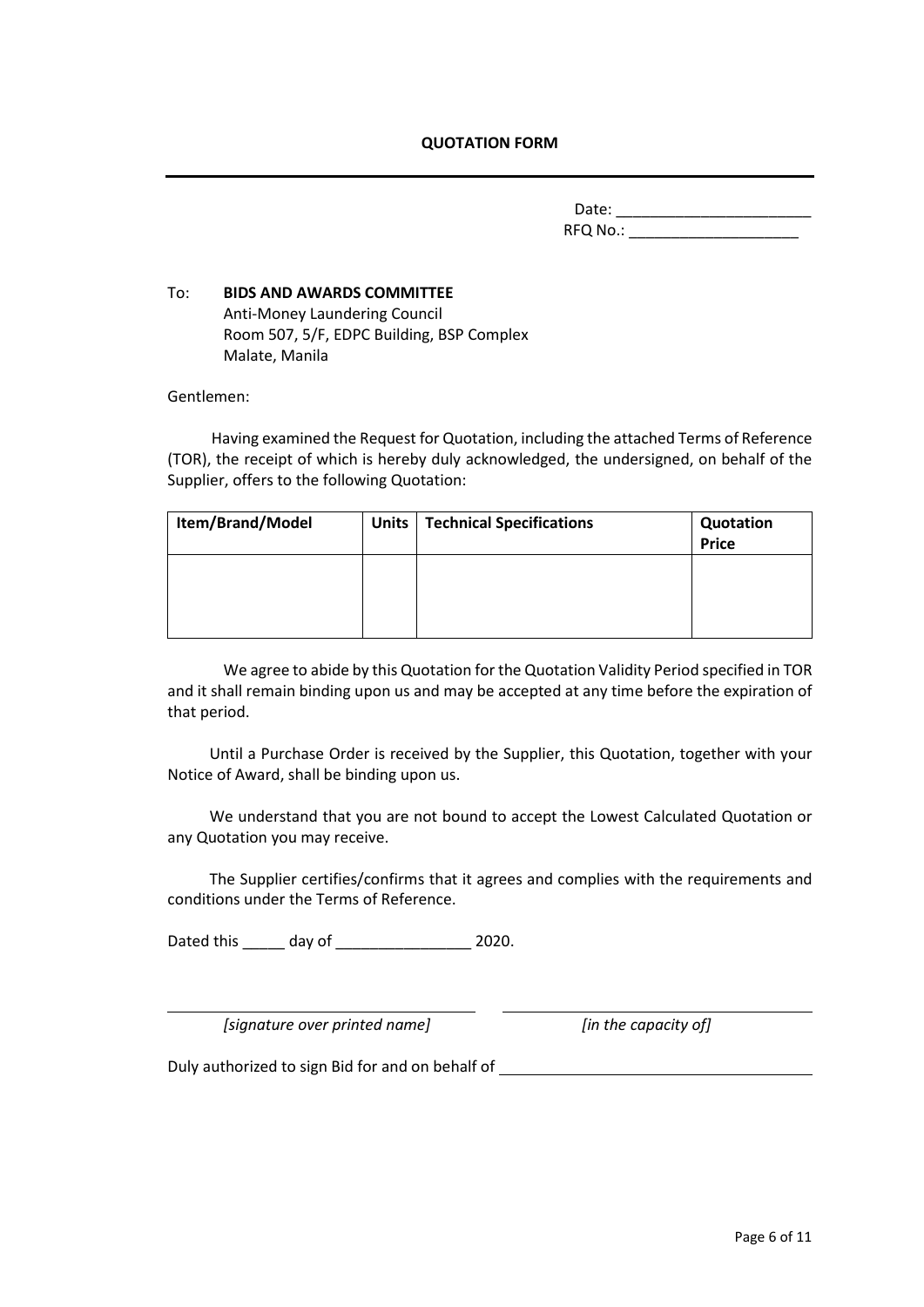**QUOTATION FORM**

---

Date: _______________________
RFQ No.: ____________________

To: **BIDS AND AWARDS COMMITTEE**
Anti-Money Laundering Council
Room 507, 5/F, EDPC Building, BSP Complex
Malate, Manila

Gentlemen:

Having examined the Request for Quotation, including the attached Terms of Reference (TOR), the receipt of which is hereby duly acknowledged, the undersigned, on behalf of the Supplier, offers to the following Quotation:

| Item/Brand/Model | Units | Technical Specifications | Quotation Price |
|---|---|---|---|
| | | | |

We agree to abide by this Quotation for the Quotation Validity Period specified in TOR and it shall remain binding upon us and may be accepted at any time before the expiration of that period.

Until a Purchase Order is received by the Supplier, this Quotation, together with your Notice of Award, shall be binding upon us.

We understand that you are not bound to accept the Lowest Calculated Quotation or any Quotation you may receive.

The Supplier certifies/confirms that it agrees and complies with the requirements and conditions under the Terms of Reference.

Dated this _____ day of ________________ 2020.

___________________________________ ___________________________________
*[signature over printed name]* *[in the capacity of]*

Duly authorized to sign Bid for and on behalf of ___________________________________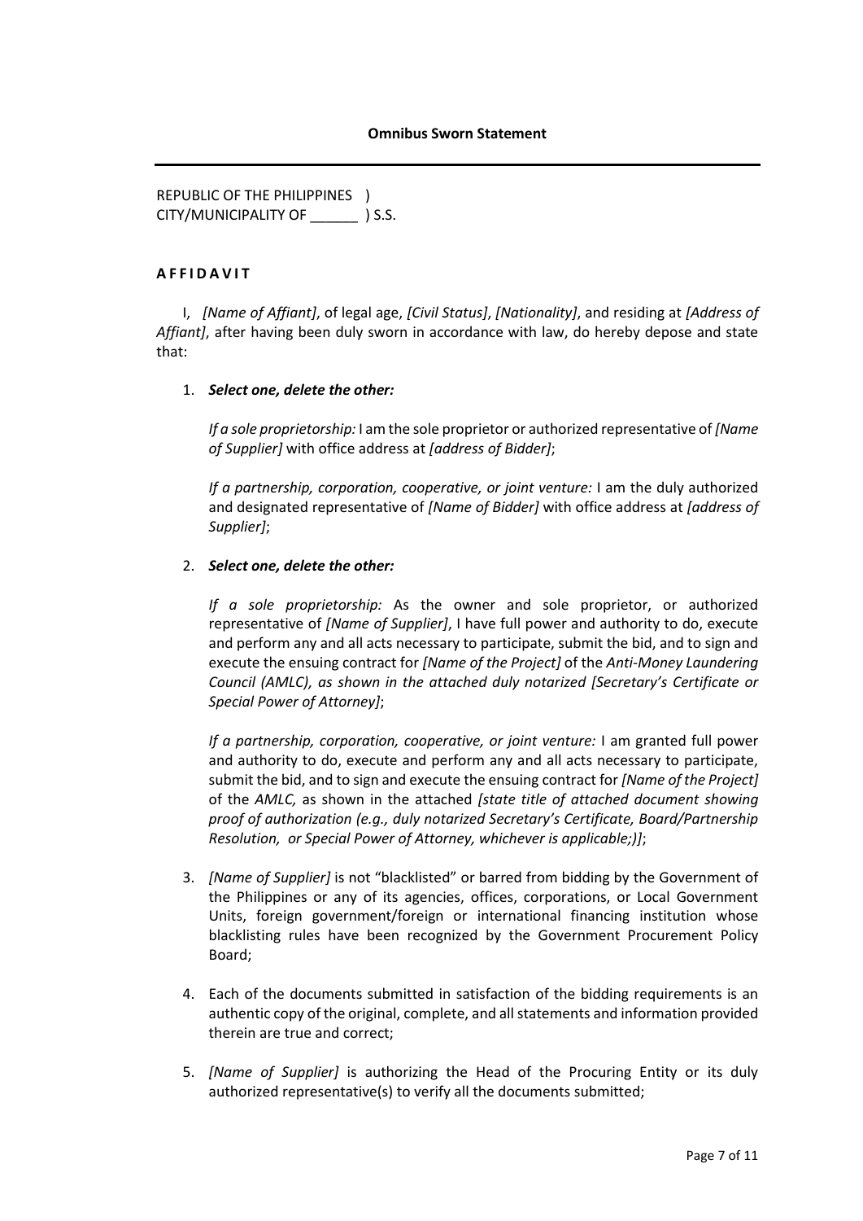**Omnibus Sworn Statement**

---

REPUBLIC OF THE PHILIPPINES )
CITY/MUNICIPALITY OF ______ ) S.S.

**A F F I D A V I T**

I, *[Name of Affiant]*, of legal age, *[Civil Status]*, *[Nationality]*, and residing at *[Address of Affiant]*, after having been duly sworn in accordance with law, do hereby depose and state that:

1. ***Select one, delete the other:***

   *If a sole proprietorship:* I am the sole proprietor or authorized representative of *[Name of Supplier]* with office address at *[address of Bidder]*;

   *If a partnership, corporation, cooperative, or joint venture:* I am the duly authorized and designated representative of *[Name of Bidder]* with office address at *[address of Supplier]*;

2. ***Select one, delete the other:***

   *If a sole proprietorship:* As the owner and sole proprietor, or authorized representative of *[Name of Supplier]*, I have full power and authority to do, execute and perform any and all acts necessary to participate, submit the bid, and to sign and execute the ensuing contract for *[Name of the Project]* of the *Anti-Money Laundering Council (AMLC), as shown in the attached duly notarized [Secretary's Certificate or Special Power of Attorney]*;

   *If a partnership, corporation, cooperative, or joint venture:* I am granted full power and authority to do, execute and perform any and all acts necessary to participate, submit the bid, and to sign and execute the ensuing contract for *[Name of the Project]* of the *AMLC,* as shown in the attached *[state title of attached document showing proof of authorization (e.g., duly notarized Secretary's Certificate, Board/Partnership Resolution, or Special Power of Attorney, whichever is applicable;)]*;

3. *[Name of Supplier]* is not "blacklisted" or barred from bidding by the Government of the Philippines or any of its agencies, offices, corporations, or Local Government Units, foreign government/foreign or international financing institution whose blacklisting rules have been recognized by the Government Procurement Policy Board;

4. Each of the documents submitted in satisfaction of the bidding requirements is an authentic copy of the original, complete, and all statements and information provided therein are true and correct;

5. *[Name of Supplier]* is authorizing the Head of the Procuring Entity or its duly authorized representative(s) to verify all the documents submitted;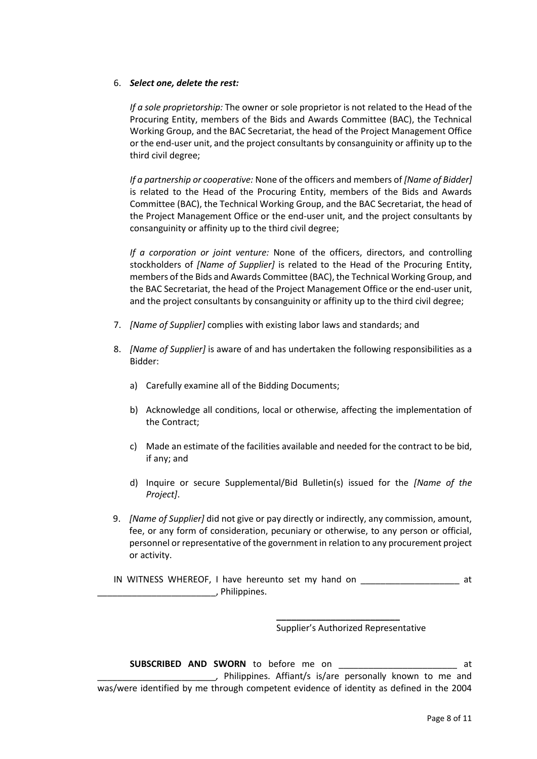6. ***Select one, delete the rest:***

   *If a sole proprietorship:* The owner or sole proprietor is not related to the Head of the Procuring Entity, members of the Bids and Awards Committee (BAC), the Technical Working Group, and the BAC Secretariat, the head of the Project Management Office or the end-user unit, and the project consultants by consanguinity or affinity up to the third civil degree;

   *If a partnership or cooperative:* None of the officers and members of *[Name of Bidder]* is related to the Head of the Procuring Entity, members of the Bids and Awards Committee (BAC), the Technical Working Group, and the BAC Secretariat, the head of the Project Management Office or the end-user unit, and the project consultants by consanguinity or affinity up to the third civil degree;

   *If a corporation or joint venture:* None of the officers, directors, and controlling stockholders of *[Name of Supplier]* is related to the Head of the Procuring Entity, members of the Bids and Awards Committee (BAC), the Technical Working Group, and the BAC Secretariat, the head of the Project Management Office or the end-user unit, and the project consultants by consanguinity or affinity up to the third civil degree;

7. *[Name of Supplier]* complies with existing labor laws and standards; and

8. *[Name of Supplier]* is aware of and has undertaken the following responsibilities as a Bidder:

   a) Carefully examine all of the Bidding Documents;

   b) Acknowledge all conditions, local or otherwise, affecting the implementation of the Contract;

   c) Made an estimate of the facilities available and needed for the contract to be bid, if any; and

   d) Inquire or secure Supplemental/Bid Bulletin(s) issued for the *[Name of the Project]*.

9. *[Name of Supplier]* did not give or pay directly or indirectly, any commission, amount, fee, or any form of consideration, pecuniary or otherwise, to any person or official, personnel or representative of the government in relation to any procurement project or activity.

IN WITNESS WHEREOF, I have hereunto set my hand on ____________________ at ________________________, Philippines.

__________________________
Supplier's Authorized Representative

**SUBSCRIBED AND SWORN** to before me on ________________________ at ________________________, Philippines. Affiant/s is/are personally known to me and was/were identified by me through competent evidence of identity as defined in the 2004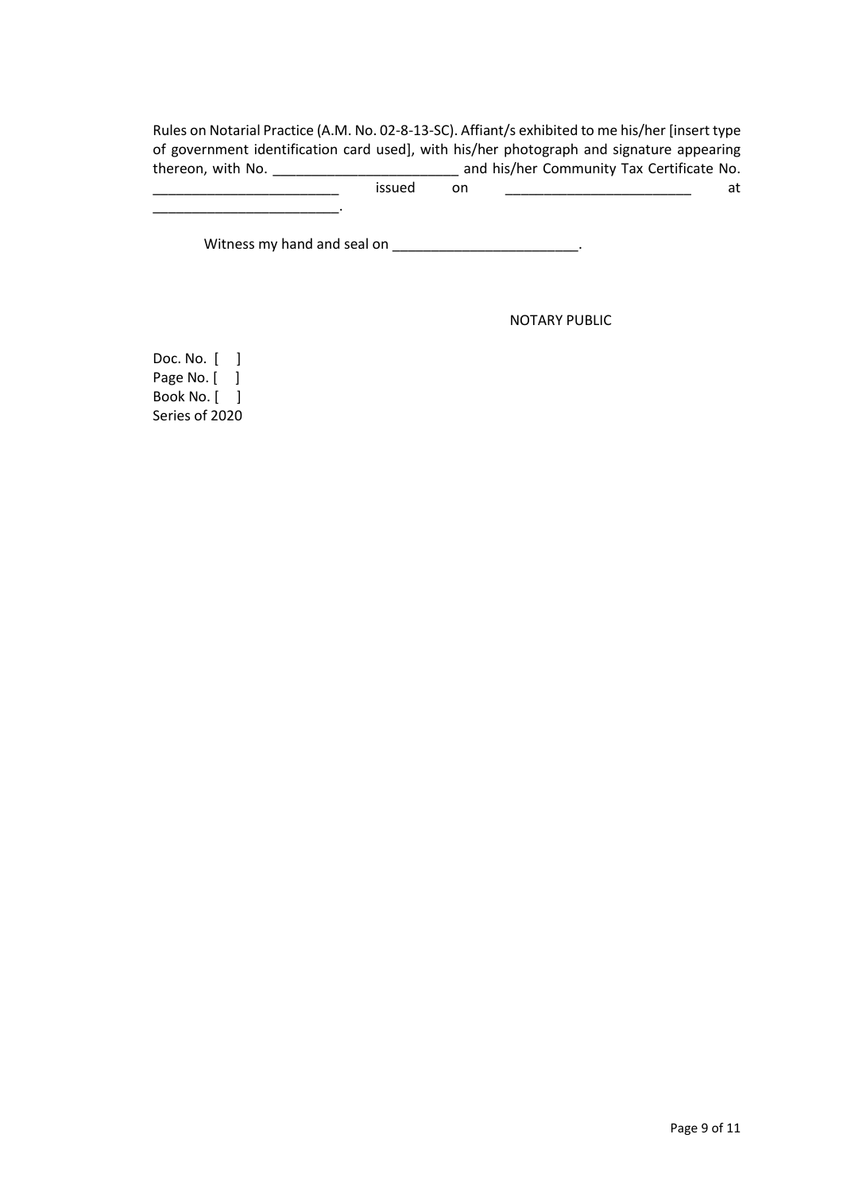Rules on Notarial Practice (A.M. No. 02-8-13-SC). Affiant/s exhibited to me his/her [insert type of government identification card used], with his/her photograph and signature appearing thereon, with No. ________________________ and his/her Community Tax Certificate No. ________________________ issued on ________________________ at ________________________.

Witness my hand and seal on ________________________.

NOTARY PUBLIC

Doc. No. [ ]
Page No. [ ]
Book No. [ ]
Series of 2020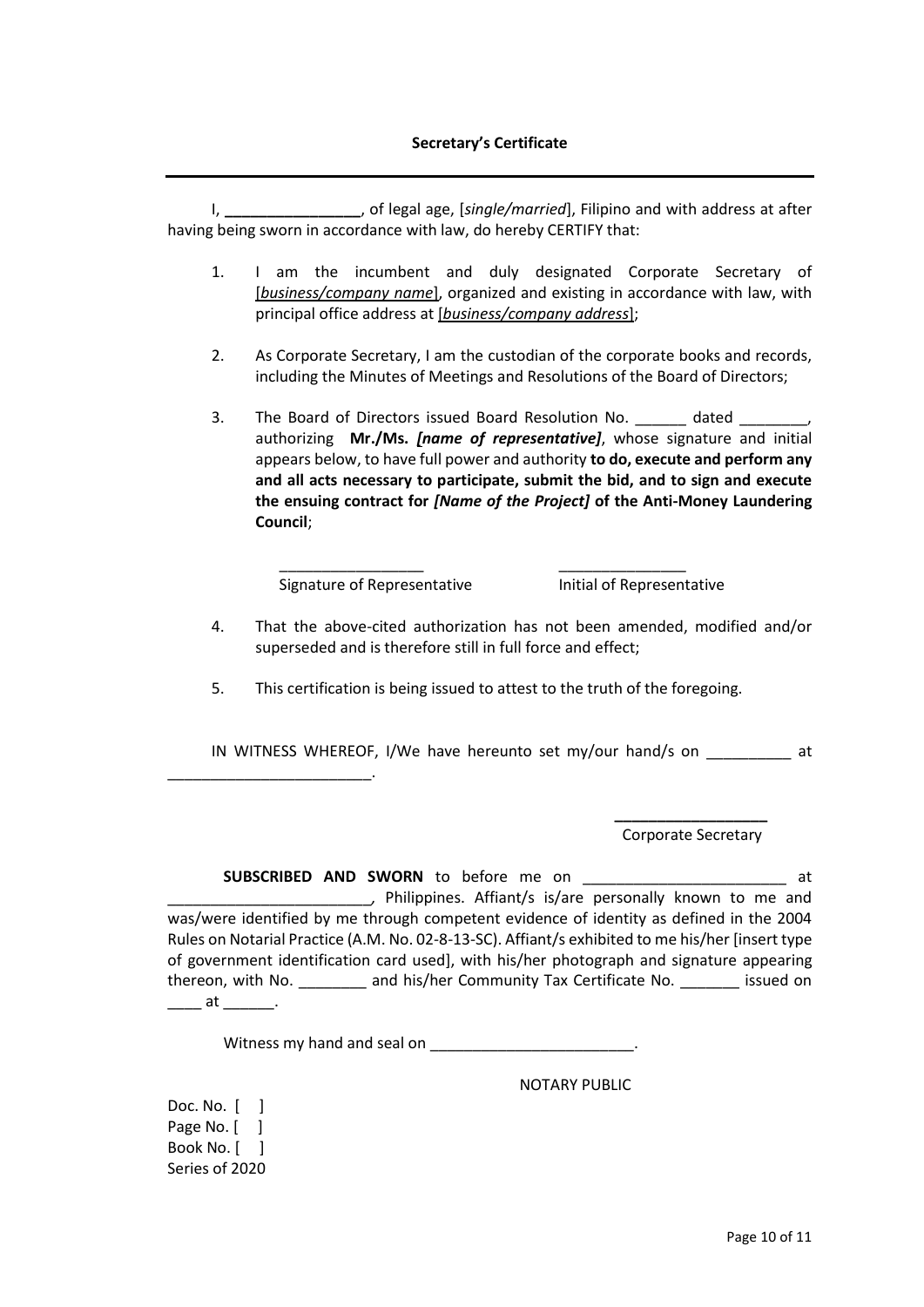**Secretary's Certificate**

---

I, **________________**, of legal age, [*single/married*], Filipino and with address at after having being sworn in accordance with law, do hereby CERTIFY that:

1. I am the incumbent and duly designated Corporate Secretary of [*business/company name*], organized and existing in accordance with law, with principal office address at [*business/company address*];

2. As Corporate Secretary, I am the custodian of the corporate books and records, including the Minutes of Meetings and Resolutions of the Board of Directors;

3. The Board of Directors issued Board Resolution No. ______ dated ________, authorizing **Mr./Ms.** ***[name of representative]***, whose signature and initial appears below, to have full power and authority **to do, execute and perform any and all acts necessary to participate, submit the bid, and to sign and execute the ensuing contract for** ***[Name of the Project]*** **of the Anti-Money Laundering Council**;

    _________________ &nbsp;&nbsp;&nbsp;&nbsp;&nbsp;&nbsp;&nbsp;&nbsp; _______________
    Signature of Representative &nbsp;&nbsp;&nbsp;&nbsp;&nbsp;&nbsp;&nbsp;&nbsp; Initial of Representative

4. That the above-cited authorization has not been amended, modified and/or superseded and is therefore still in full force and effect;

5. This certification is being issued to attest to the truth of the foregoing.

IN WITNESS WHEREOF, I/We have hereunto set my/our hand/s on __________ at ________________________.

**__________________**
Corporate Secretary

**SUBSCRIBED AND SWORN** to before me on ________________________ at ________________________, Philippines. Affiant/s is/are personally known to me and was/were identified by me through competent evidence of identity as defined in the 2004 Rules on Notarial Practice (A.M. No. 02-8-13-SC). Affiant/s exhibited to me his/her [insert type of government identification card used], with his/her photograph and signature appearing thereon, with No. ________ and his/her Community Tax Certificate No. _______ issued on ____ at ______.

Witness my hand and seal on ________________________.

NOTARY PUBLIC

Doc. No. [ ]
Page No. [ ]
Book No. [ ]
Series of 2020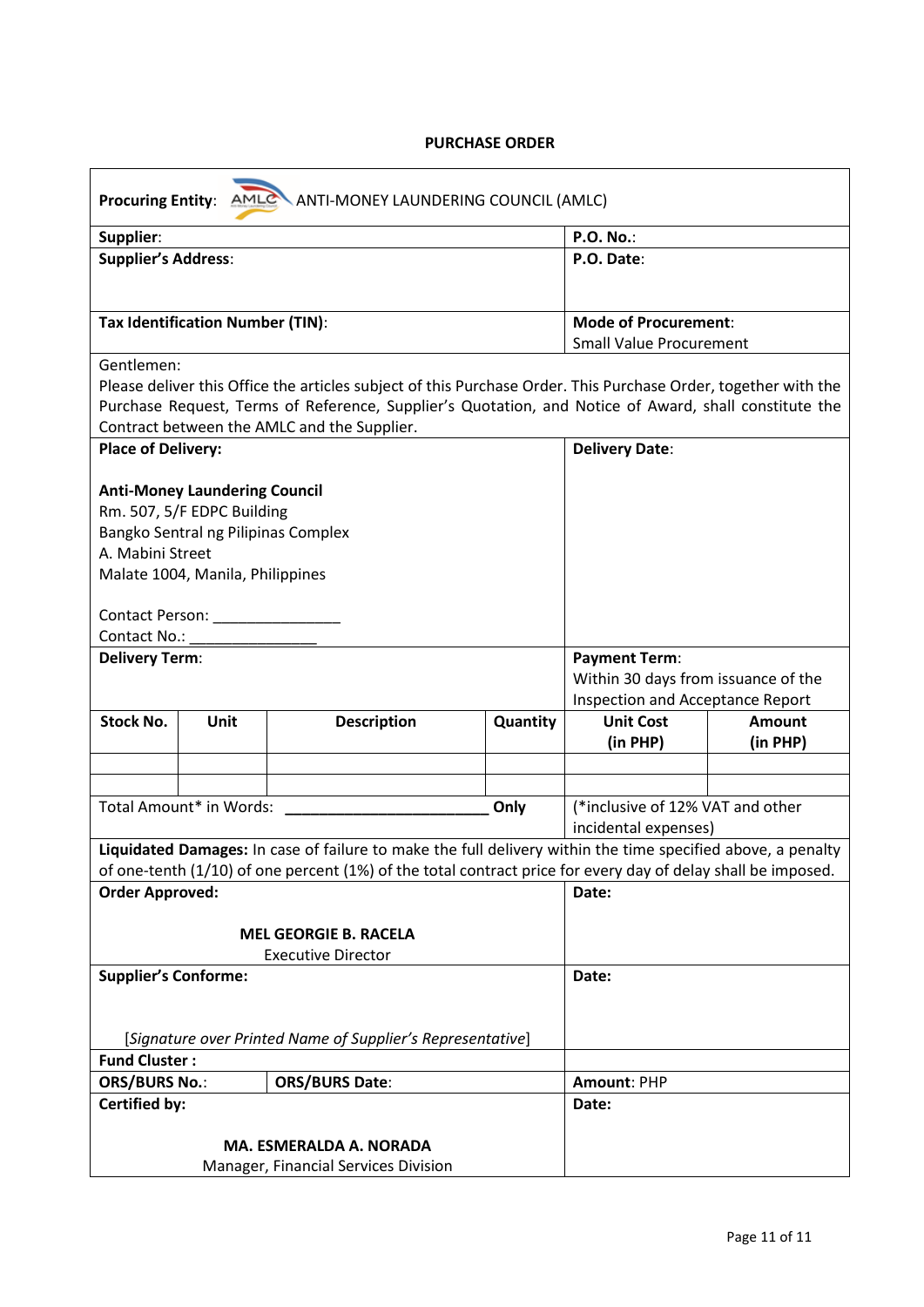**PURCHASE ORDER**

**Procuring Entity**: AMLC ANTI-MONEY LAUNDERING COUNCIL (AMLC)

| | | | | | |
|---|---|---|---|---|---|
| **Supplier**: | | | | **P.O. No.**: | |
| **Supplier's Address**: | | | | **P.O. Date**: | |
| **Tax Identification Number (TIN)**: | | | | **Mode of Procurement**: Small Value Procurement | |

Gentlemen:
Please deliver this Office the articles subject of this Purchase Order. This Purchase Order, together with the Purchase Request, Terms of Reference, Supplier's Quotation, and Notice of Award, shall constitute the Contract between the AMLC and the Supplier.

| | |
|---|---|
| **Place of Delivery:**<br><br>**Anti-Money Laundering Council**<br>Rm. 507, 5/F EDPC Building<br>Bangko Sentral ng Pilipinas Complex<br>A. Mabini Street<br>Malate 1004, Manila, Philippines<br><br>Contact Person: _______________<br>Contact No.: _______________ | **Delivery Date**: |
| **Delivery Term**: | **Payment Term**:<br>Within 30 days from issuance of the Inspection and Acceptance Report |

| Stock No. | Unit | Description | Quantity | Unit Cost (in PHP) | Amount (in PHP) |
|---|---|---|---|---|---|
| | | | | | |
| | | | | | |
| Total Amount* in Words: ________________________ Only | | | | (*inclusive of 12% VAT and other incidental expenses) | |

**Liquidated Damages:** In case of failure to make the full delivery within the time specified above, a penalty of one-tenth (1/10) of one percent (1%) of the total contract price for every day of delay shall be imposed.

| | |
|---|---|
| **Order Approved:**<br><br>**MEL GEORGIE B. RACELA**<br>Executive Director | **Date:** |
| **Supplier's Conforme:**<br><br>[*Signature over Printed Name of Supplier's Representative*] | **Date:** |

| | | |
|---|---|---|
| **Fund Cluster :** | | |
| **ORS/BURS No.**: | **ORS/BURS Date**: | **Amount**: PHP |
| **Certified by:**<br><br>**MA. ESMERALDA A. NORADA**<br>Manager, Financial Services Division | | **Date:** |